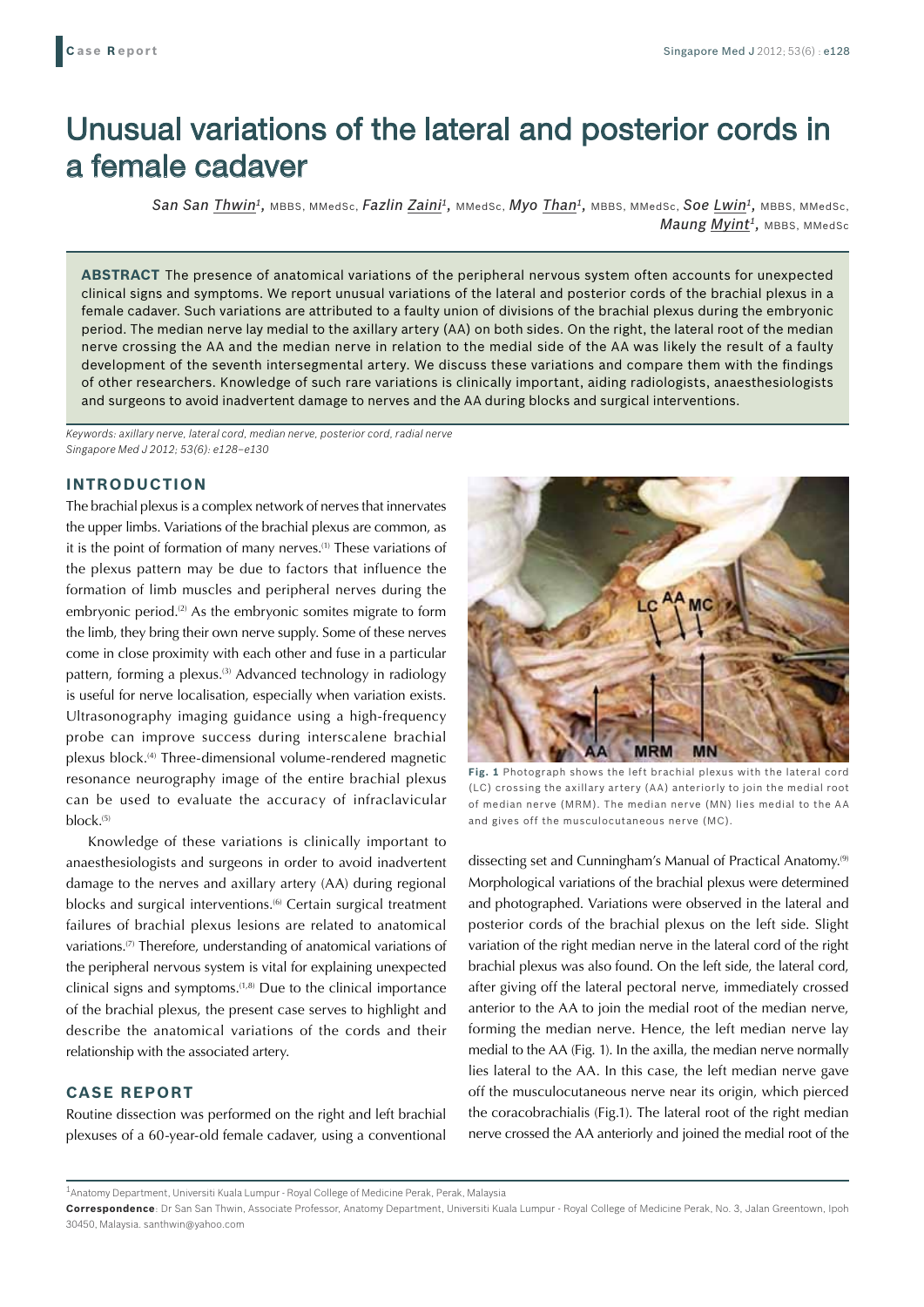# Unusual variations of the lateral and posterior cords in a female cadaver

*San San Thwin*[1], MBBS, MMedSc, *Fazlin Zaini*[1], MMedSc, *Myo Than*[1], MBBS, MMedSc, *Soe Lwin*[1], MBBS, MMedSc, *Maung Myint*[1], MBBS, MMedSc

**ABSTRACT** The presence of anatomical variations of the peripheral nervous system often accounts for unexpected clinical signs and symptoms. We report unusual variations of the lateral and posterior cords of the brachial plexus in a female cadaver. Such variations are attributed to a faulty union of divisions of the brachial plexus during the embryonic period. The median nerve lay medial to the axillary artery (AA) on both sides. On the right, the lateral root of the median nerve crossing the AA and the median nerve in relation to the medial side of the AA was likely the result of a faulty development of the seventh intersegmental artery. We discuss these variations and compare them with the findings of other researchers. Knowledge of such rare variations is clinically important, aiding radiologists, anaesthesiologists and surgeons to avoid inadvertent damage to nerves and the AA during blocks and surgical interventions.

*Keywords: axillary nerve, lateral cord, median nerve, posterior cord, radial nerve*
*Singapore Med J 2012; 53(6): e128–e130*

## INTRODUCTION

The brachial plexus is a complex network of nerves that innervates the upper limbs. Variations of the brachial plexus are common, as it is the point of formation of many nerves.[1] These variations of the plexus pattern may be due to factors that influence the formation of limb muscles and peripheral nerves during the embryonic period.[2] As the embryonic somites migrate to form the limb, they bring their own nerve supply. Some of these nerves come in close proximity with each other and fuse in a particular pattern, forming a plexus.[3] Advanced technology in radiology is useful for nerve localisation, especially when variation exists. Ultrasonography imaging guidance using a high-frequency probe can improve success during interscalene brachial plexus block.[4] Three-dimensional volume-rendered magnetic resonance neurography image of the entire brachial plexus can be used to evaluate the accuracy of infraclavicular block.[5]

Knowledge of these variations is clinically important to anaesthesiologists and surgeons in order to avoid inadvertent damage to the nerves and axillary artery (AA) during regional blocks and surgical interventions.[6] Certain surgical treatment failures of brachial plexus lesions are related to anatomical variations.[7] Therefore, understanding of anatomical variations of the peripheral nervous system is vital for explaining unexpected clinical signs and symptoms.[1,8] Due to the clinical importance of the brachial plexus, the present case serves to highlight and describe the anatomical variations of the cords and their relationship with the associated artery.

## CASE REPORT

Routine dissection was performed on the right and left brachial plexuses of a 60-year-old female cadaver, using a conventional dissecting set and Cunningham's Manual of Practical Anatomy.[9] Morphological variations of the brachial plexus were determined and photographed. Variations were observed in the lateral and posterior cords of the brachial plexus on the left side. Slight variation of the right median nerve in the lateral cord of the right brachial plexus was also found. On the left side, the lateral cord, after giving off the lateral pectoral nerve, immediately crossed anterior to the AA to join the medial root of the median nerve, forming the median nerve. Hence, the left median nerve lay medial to the AA (Fig. 1). In the axilla, the median nerve normally lies lateral to the AA. In this case, the left median nerve gave off the musculocutaneous nerve near its origin, which pierced the coracobrachialis (Fig.1). The lateral root of the right median nerve crossed the AA anteriorly and joined the medial root of the

LC AA MC
AA MRM MN

**Fig. 1** Photograph shows the left brachial plexus with the lateral cord (LC) crossing the axillary artery (AA) anteriorly to join the medial root of median nerve (MRM). The median nerve (MN) lies medial to the AA and gives off the musculocutaneous nerve (MC).

[1]Anatomy Department, Universiti Kuala Lumpur - Royal College of Medicine Perak, Perak, Malaysia

**Correspondence**: Dr San San Thwin, Associate Professor, Anatomy Department, Universiti Kuala Lumpur - Royal College of Medicine Perak, No. 3, Jalan Greentown, Ipoh 30450, Malaysia. santhwin@yahoo.com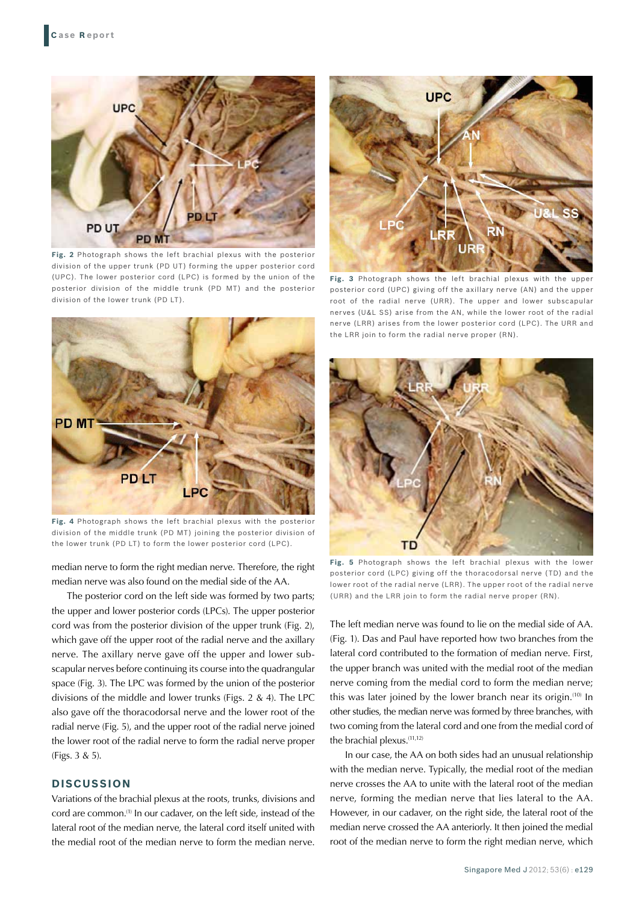**Fig. 2** Photograph shows the left brachial plexus with the posterior division of the upper trunk (PD UT) forming the upper posterior cord (UPC). The lower posterior cord (LPC) is formed by the union of the posterior division of the middle trunk (PD MT) and the posterior division of the lower trunk (PD LT).

**Fig. 3** Photograph shows the left brachial plexus with the upper posterior cord (UPC) giving off the axillary nerve (AN) and the upper root of the radial nerve (URR). The upper and lower subscapular nerves (U&L SS) arise from the AN, while the lower root of the radial nerve (LRR) arises from the lower posterior cord (LPC). The URR and the LRR join to form the radial nerve proper (RN).

**Fig. 4** Photograph shows the left brachial plexus with the posterior division of the middle trunk (PD MT) joining the posterior division of the lower trunk (PD LT) to form the lower posterior cord (LPC).

**Fig. 5** Photograph shows the left brachial plexus with the lower posterior cord (LPC) giving off the thoracodorsal nerve (TD) and the lower root of the radial nerve (LRR). The upper root of the radial nerve (URR) and the LRR join to form the radial nerve proper (RN).

median nerve to form the right median nerve. Therefore, the right median nerve was also found on the medial side of the AA.

The posterior cord on the left side was formed by two parts; the upper and lower posterior cords (LPCs). The upper posterior cord was from the posterior division of the upper trunk (Fig. 2), which gave off the upper root of the radial nerve and the axillary nerve. The axillary nerve gave off the upper and lower subscapular nerves before continuing its course into the quadrangular space (Fig. 3). The LPC was formed by the union of the posterior divisions of the middle and lower trunks (Figs. 2 & 4). The LPC also gave off the thoracodorsal nerve and the lower root of the radial nerve (Fig. 5), and the upper root of the radial nerve joined the lower root of the radial nerve to form the radial nerve proper (Figs. 3 & 5).

## DISCUSSION

Variations of the brachial plexus at the roots, trunks, divisions and cord are common.[1] In our cadaver, on the left side, instead of the lateral root of the median nerve, the lateral cord itself united with the medial root of the median nerve to form the median nerve. The left median nerve was found to lie on the medial side of AA. (Fig. 1). Das and Paul have reported how two branches from the lateral cord contributed to the formation of median nerve. First, the upper branch was united with the medial root of the median nerve coming from the medial cord to form the median nerve; this was later joined by the lower branch near its origin.[10] In other studies, the median nerve was formed by three branches, with two coming from the lateral cord and one from the medial cord of the brachial plexus.[11,12]

In our case, the AA on both sides had an unusual relationship with the median nerve. Typically, the medial root of the median nerve crosses the AA to unite with the lateral root of the median nerve, forming the median nerve that lies lateral to the AA. However, in our cadaver, on the right side, the lateral root of the median nerve crossed the AA anteriorly. It then joined the medial root of the median nerve to form the right median nerve, which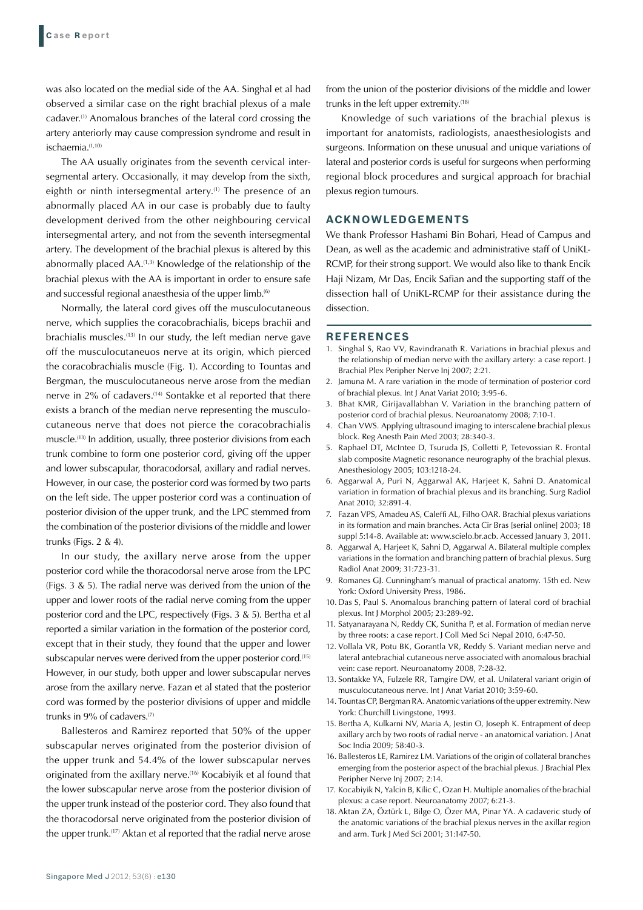was also located on the medial side of the AA. Singhal et al had observed a similar case on the right brachial plexus of a male cadaver.[1] Anomalous branches of the lateral cord crossing the artery anteriorly may cause compression syndrome and result in ischaemia.[1,10]

The AA usually originates from the seventh cervical intersegmental artery. Occasionally, it may develop from the sixth, eighth or ninth intersegmental artery.[1] The presence of an abnormally placed AA in our case is probably due to faulty development derived from the other neighbouring cervical intersegmental artery, and not from the seventh intersegmental artery. The development of the brachial plexus is altered by this abnormally placed AA.[1,3] Knowledge of the relationship of the brachial plexus with the AA is important in order to ensure safe and successful regional anaesthesia of the upper limb.[6]

Normally, the lateral cord gives off the musculocutaneous nerve, which supplies the coracobrachialis, biceps brachii and brachialis muscles.[13] In our study, the left median nerve gave off the musculocutaneuos nerve at its origin, which pierced the coracobrachialis muscle (Fig. 1). According to Tountas and Bergman, the musculocutaneous nerve arose from the median nerve in 2% of cadavers.[14] Sontakke et al reported that there exists a branch of the median nerve representing the musculocutaneous nerve that does not pierce the coracobrachialis muscle.[13] In addition, usually, three posterior divisions from each trunk combine to form one posterior cord, giving off the upper and lower subscapular, thoracodorsal, axillary and radial nerves. However, in our case, the posterior cord was formed by two parts on the left side. The upper posterior cord was a continuation of posterior division of the upper trunk, and the LPC stemmed from the combination of the posterior divisions of the middle and lower trunks (Figs. 2 & 4).

In our study, the axillary nerve arose from the upper posterior cord while the thoracodorsal nerve arose from the LPC (Figs. 3 & 5). The radial nerve was derived from the union of the upper and lower roots of the radial nerve coming from the upper posterior cord and the LPC, respectively (Figs. 3 & 5). Bertha et al reported a similar variation in the formation of the posterior cord, except that in their study, they found that the upper and lower subscapular nerves were derived from the upper posterior cord.[15] However, in our study, both upper and lower subscapular nerves arose from the axillary nerve. Fazan et al stated that the posterior cord was formed by the posterior divisions of upper and middle trunks in 9% of cadavers.[7]

Ballesteros and Ramirez reported that 50% of the upper subscapular nerves originated from the posterior division of the upper trunk and 54.4% of the lower subscapular nerves originated from the axillary nerve.[16] Kocabiyik et al found that the lower subscapular nerve arose from the posterior division of the upper trunk instead of the posterior cord. They also found that the thoracodorsal nerve originated from the posterior division of the upper trunk.[17] Aktan et al reported that the radial nerve arose from the union of the posterior divisions of the middle and lower trunks in the left upper extremity.[18]

Knowledge of such variations of the brachial plexus is important for anatomists, radiologists, anaesthesiologists and surgeons. Information on these unusual and unique variations of lateral and posterior cords is useful for surgeons when performing regional block procedures and surgical approach for brachial plexus region tumours.

## ACKNOWLEDGEMENTS

We thank Professor Hashami Bin Bohari, Head of Campus and Dean, as well as the academic and administrative staff of UniKL-RCMP, for their strong support. We would also like to thank Encik Haji Nizam, Mr Das, Encik Safian and the supporting staff of the dissection hall of UniKL-RCMP for their assistance during the dissection.

## REFERENCES

1. Singhal S, Rao VV, Ravindranath R. Variations in brachial plexus and the relationship of median nerve with the axillary artery: a case report. J Brachial Plex Peripher Nerve Inj 2007; 2:21.
2. Jamuna M. A rare variation in the mode of termination of posterior cord of brachial plexus. Int J Anat Variat 2010; 3:95-6.
3. Bhat KMR, Girijavallabhan V. Variation in the branching pattern of posterior cord of brachial plexus. Neuroanatomy 2008; 7:10-1.
4. Chan VWS. Applying ultrasound imaging to interscalene brachial plexus block. Reg Anesth Pain Med 2003; 28:340-3.
5. Raphael DT, McIntee D, Tsuruda JS, Colletti P, Tetevossian R. Frontal slab composite Magnetic resonance neurography of the brachial plexus. Anesthesiology 2005; 103:1218-24.
6. Aggarwal A, Puri N, Aggarwal AK, Harjeet K, Sahni D. Anatomical variation in formation of brachial plexus and its branching. Surg Radiol Anat 2010; 32:891-4.
7. Fazan VPS, Amadeu AS, Caleffi AL, Filho OAR. Brachial plexus variations in its formation and main branches. Acta Cir Bras [serial online] 2003; 18 suppl 5:14-8. Available at: www.scielo.br.acb. Accessed January 3, 2011.
8. Aggarwal A, Harjeet K, Sahni D, Aggarwal A. Bilateral multiple complex variations in the formation and branching pattern of brachial plexus. Surg Radiol Anat 2009; 31:723-31.
9. Romanes GJ. Cunningham's manual of practical anatomy. 15th ed. New York: Oxford University Press, 1986.
10. Das S, Paul S. Anomalous branching pattern of lateral cord of brachial plexus. Int J Morphol 2005; 23:289-92.
11. Satyanarayana N, Reddy CK, Sunitha P, et al. Formation of median nerve by three roots: a case report. J Coll Med Sci Nepal 2010, 6:47-50.
12. Vollala VR, Potu BK, Gorantla VR, Reddy S. Variant median nerve and lateral antebrachial cutaneous nerve associated with anomalous brachial vein: case report. Neuroanatomy 2008, 7:28-32.
13. Sontakke YA, Fulzele RR, Tamgire DW, et al. Unilateral variant origin of musculocutaneous nerve. Int J Anat Variat 2010; 3:59-60.
14. Tountas CP, Bergman RA. Anatomic variations of the upper extremity. New York: Churchill Livingstone, 1993.
15. Bertha A, Kulkarni NV, Maria A, Jestin O, Joseph K. Entrapment of deep axillary arch by two roots of radial nerve - an anatomical variation. J Anat Soc India 2009; 58:40-3.
16. Ballesteros LE, Ramirez LM. Variations of the origin of collateral branches emerging from the posterior aspect of the brachial plexus. J Brachial Plex Peripher Nerve Inj 2007; 2:14.
17. Kocabiyik N, Yalcin B, Kilic C, Ozan H. Multiple anomalies of the brachial plexus: a case report. Neuroanatomy 2007; 6:21-3.
18. Aktan ZA, Öztürk L, Bilge O, Özer MA, Pinar YA. A cadaveric study of the anatomic variations of the brachial plexus nerves in the axillar region and arm. Turk J Med Sci 2001; 31:147-50.